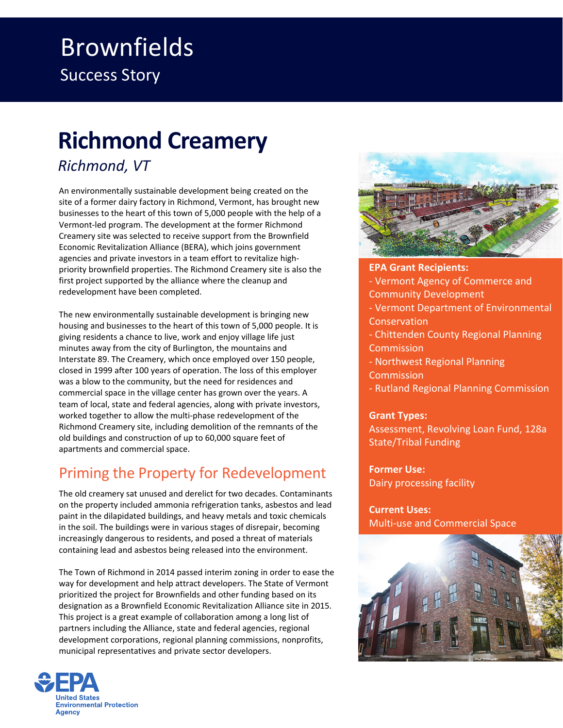# Brownfields

## Success Story

# Richmond Creamery

*Richmond, VT*

An environmentally sustainable development being created on the site of a former dairy factory in Richmond, Vermont, has brought new businesses to the heart of this town of 5,000 people with the help of a Vermont-led program. The development at the former Richmond Creamery site was selected to receive support from the Brownfield Economic Revitalization Alliance (BERA), which joins government agencies and private investors in a team effort to revitalize high-priority brownfield properties. The Richmond Creamery site is also the first project supported by the alliance where the cleanup and redevelopment have been completed.

The new environmentally sustainable development is bringing new housing and businesses to the heart of this town of 5,000 people. It is giving residents a chance to live, work and enjoy village life just minutes away from the city of Burlington, the mountains and Interstate 89. The Creamery, which once employed over 150 people, closed in 1999 after 100 years of operation. The loss of this employer was a blow to the community, but the need for residences and commercial space in the village center has grown over the years. A team of local, state and federal agencies, along with private investors, worked together to allow the multi-phase redevelopment of the Richmond Creamery site, including demolition of the remnants of the old buildings and construction of up to 60,000 square feet of apartments and commercial space.

## Priming the Property for Redevelopment

The old creamery sat unused and derelict for two decades. Contaminants on the property included ammonia refrigeration tanks, asbestos and lead paint in the dilapidated buildings, and heavy metals and toxic chemicals in the soil. The buildings were in various stages of disrepair, becoming increasingly dangerous to residents, and posed a threat of materials containing lead and asbestos being released into the environment.

The Town of Richmond in 2014 passed interim zoning in order to ease the way for development and help attract developers. The State of Vermont prioritized the project for Brownfields and other funding based on its designation as a Brownfield Economic Revitalization Alliance site in 2015. This project is a great example of collaboration among a long list of partners including the Alliance, state and federal agencies, regional development corporations, regional planning commissions, nonprofits, municipal representatives and private sector developers.

**EPA Grant Recipients:**
- Vermont Agency of Commerce and Community Development
- Vermont Department of Environmental Conservation
- Chittenden County Regional Planning Commission
- Northwest Regional Planning Commission
- Rutland Regional Planning Commission

**Grant Types:**
Assessment, Revolving Loan Fund, 128a State/Tribal Funding

**Former Use:**
Dairy processing facility

**Current Uses:**
Multi-use and Commercial Space

United States Environmental Protection Agency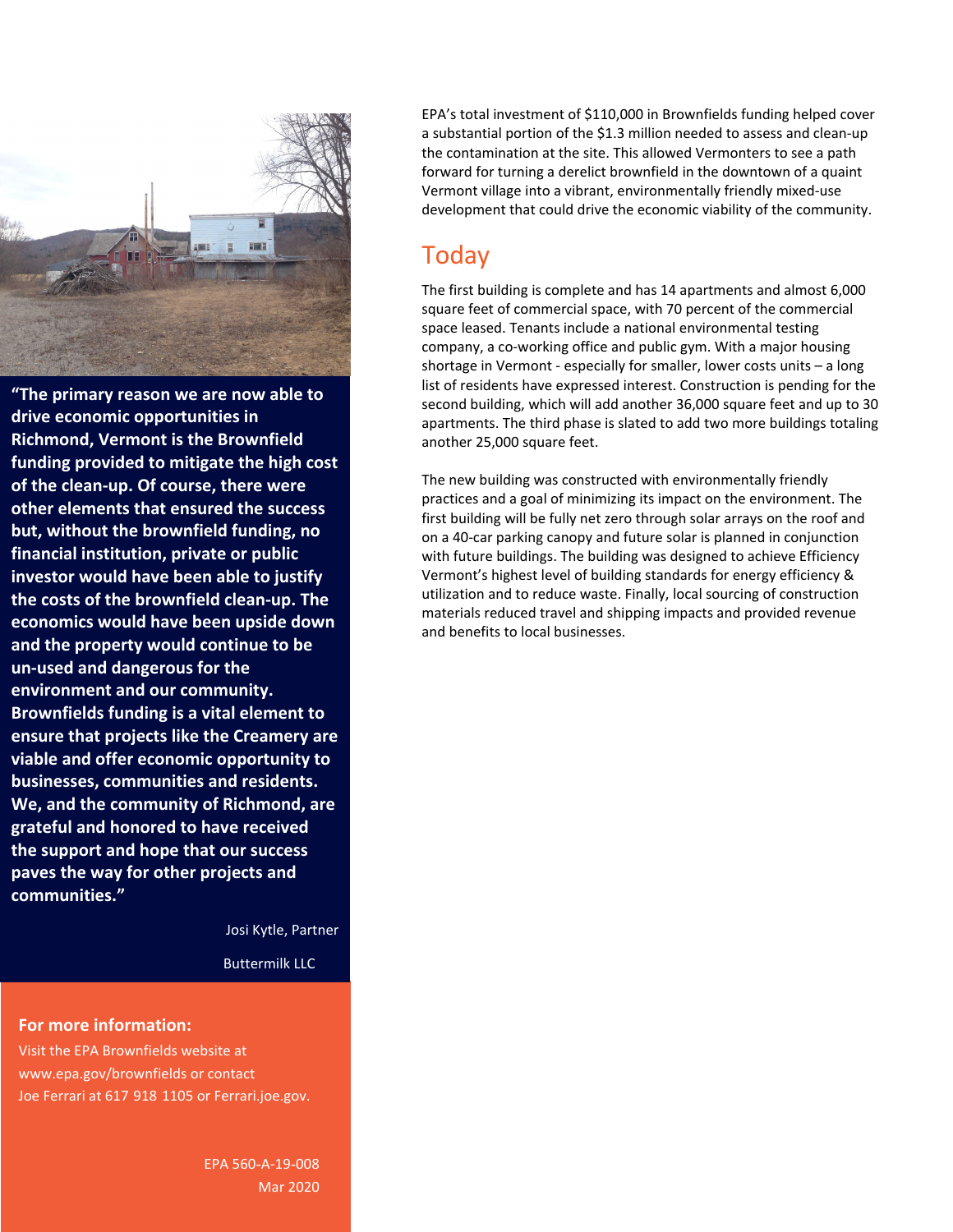**"The primary reason we are now able to drive economic opportunities in Richmond, Vermont is the Brownfield funding provided to mitigate the high cost of the clean-up. Of course, there were other elements that ensured the success but, without the brownfield funding, no financial institution, private or public investor would have been able to justify the costs of the brownfield clean-up. The economics would have been upside down and the property would continue to be un-used and dangerous for the environment and our community. Brownfields funding is a vital element to ensure that projects like the Creamery are viable and offer economic opportunity to businesses, communities and residents. We, and the community of Richmond, are grateful and honored to have received the support and hope that our success paves the way for other projects and communities."**

Josi Kytle, Partner

Buttermilk LLC

**For more information:**

Visit the EPA Brownfields website at www.epa.gov/brownfields or contact Joe Ferrari at 617 918 1105 or Ferrari.joe.gov.

EPA 560-A-19-008
Mar 2020

EPA's total investment of $110,000 in Brownfields funding helped cover a substantial portion of the $1.3 million needed to assess and clean-up the contamination at the site. This allowed Vermonters to see a path forward for turning a derelict brownfield in the downtown of a quaint Vermont village into a vibrant, environmentally friendly mixed-use development that could drive the economic viability of the community.

## Today

The first building is complete and has 14 apartments and almost 6,000 square feet of commercial space, with 70 percent of the commercial space leased. Tenants include a national environmental testing company, a co-working office and public gym. With a major housing shortage in Vermont - especially for smaller, lower costs units – a long list of residents have expressed interest. Construction is pending for the second building, which will add another 36,000 square feet and up to 30 apartments. The third phase is slated to add two more buildings totaling another 25,000 square feet.

The new building was constructed with environmentally friendly practices and a goal of minimizing its impact on the environment. The first building will be fully net zero through solar arrays on the roof and on a 40-car parking canopy and future solar is planned in conjunction with future buildings. The building was designed to achieve Efficiency Vermont's highest level of building standards for energy efficiency & utilization and to reduce waste. Finally, local sourcing of construction materials reduced travel and shipping impacts and provided revenue and benefits to local businesses.